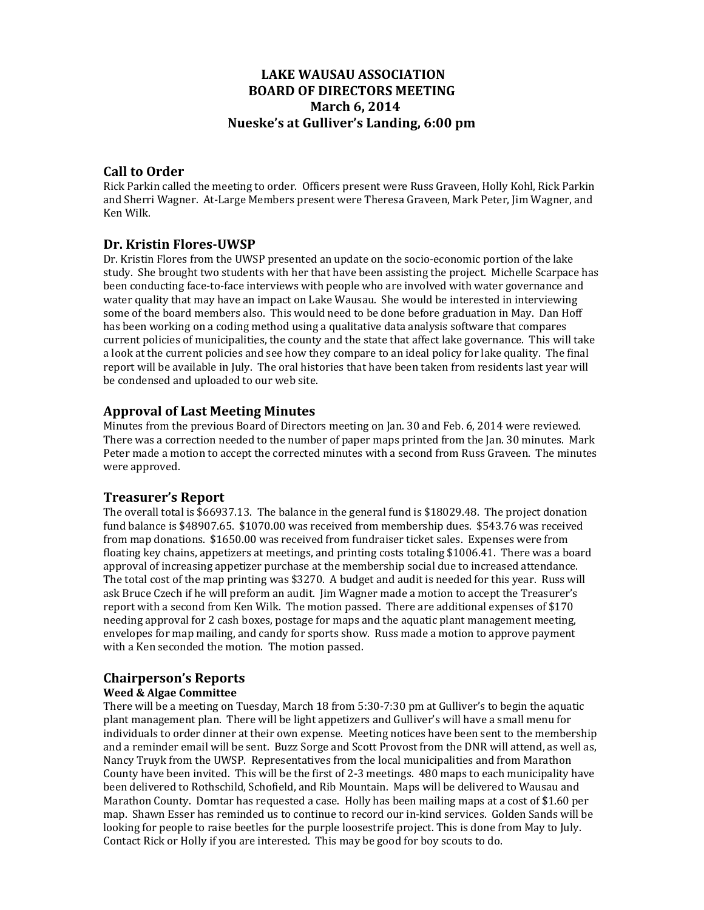# LAKE WAUSAU ASSOCIATION
# BOARD OF DIRECTORS MEETING
# March 6, 2014
# Nueske's at Gulliver's Landing, 6:00 pm

## Call to Order

Rick Parkin called the meeting to order. Officers present were Russ Graveen, Holly Kohl, Rick Parkin and Sherri Wagner. At-Large Members present were Theresa Graveen, Mark Peter, Jim Wagner, and Ken Wilk.

## Dr. Kristin Flores-UWSP

Dr. Kristin Flores from the UWSP presented an update on the socio-economic portion of the lake study. She brought two students with her that have been assisting the project. Michelle Scarpace has been conducting face-to-face interviews with people who are involved with water governance and water quality that may have an impact on Lake Wausau. She would be interested in interviewing some of the board members also. This would need to be done before graduation in May. Dan Hoff has been working on a coding method using a qualitative data analysis software that compares current policies of municipalities, the county and the state that affect lake governance. This will take a look at the current policies and see how they compare to an ideal policy for lake quality. The final report will be available in July. The oral histories that have been taken from residents last year will be condensed and uploaded to our web site.

## Approval of Last Meeting Minutes

Minutes from the previous Board of Directors meeting on Jan. 30 and Feb. 6, 2014 were reviewed. There was a correction needed to the number of paper maps printed from the Jan. 30 minutes. Mark Peter made a motion to accept the corrected minutes with a second from Russ Graveen. The minutes were approved.

## Treasurer's Report

The overall total is $66937.13. The balance in the general fund is $18029.48. The project donation fund balance is $48907.65. $1070.00 was received from membership dues. $543.76 was received from map donations. $1650.00 was received from fundraiser ticket sales. Expenses were from floating key chains, appetizers at meetings, and printing costs totaling $1006.41. There was a board approval of increasing appetizer purchase at the membership social due to increased attendance. The total cost of the map printing was $3270. A budget and audit is needed for this year. Russ will ask Bruce Czech if he will preform an audit. Jim Wagner made a motion to accept the Treasurer's report with a second from Ken Wilk. The motion passed. There are additional expenses of $170 needing approval for 2 cash boxes, postage for maps and the aquatic plant management meeting, envelopes for map mailing, and candy for sports show. Russ made a motion to approve payment with a Ken seconded the motion. The motion passed.

## Chairperson's Reports

### Weed & Algae Committee

There will be a meeting on Tuesday, March 18 from 5:30-7:30 pm at Gulliver's to begin the aquatic plant management plan. There will be light appetizers and Gulliver's will have a small menu for individuals to order dinner at their own expense. Meeting notices have been sent to the membership and a reminder email will be sent. Buzz Sorge and Scott Provost from the DNR will attend, as well as, Nancy Truyk from the UWSP. Representatives from the local municipalities and from Marathon County have been invited. This will be the first of 2-3 meetings. 480 maps to each municipality have been delivered to Rothschild, Schofield, and Rib Mountain. Maps will be delivered to Wausau and Marathon County. Domtar has requested a case. Holly has been mailing maps at a cost of $1.60 per map. Shawn Esser has reminded us to continue to record our in-kind services. Golden Sands will be looking for people to raise beetles for the purple loosestrife project. This is done from May to July. Contact Rick or Holly if you are interested. This may be good for boy scouts to do.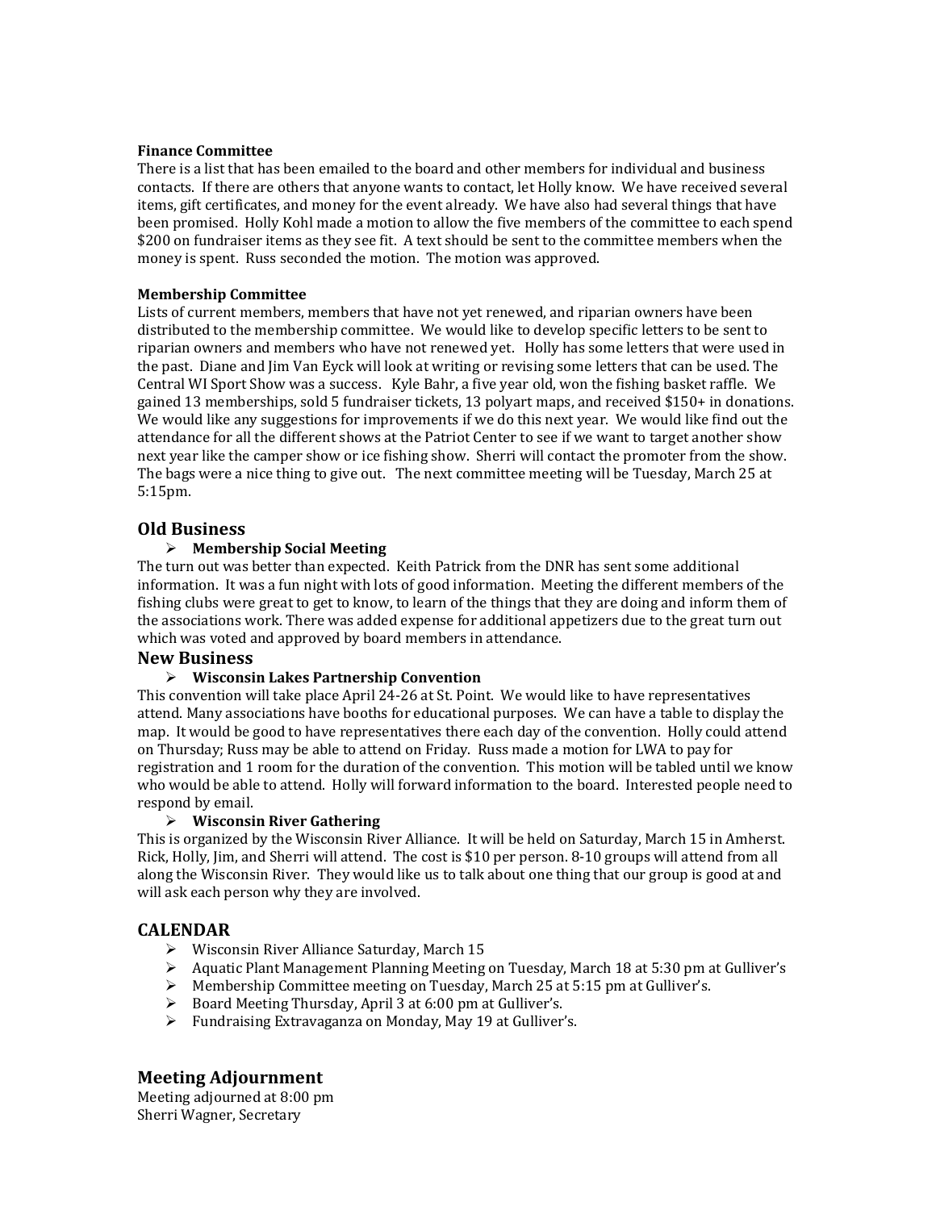**Finance Committee**

There is a list that has been emailed to the board and other members for individual and business contacts. If there are others that anyone wants to contact, let Holly know. We have received several items, gift certificates, and money for the event already. We have also had several things that have been promised. Holly Kohl made a motion to allow the five members of the committee to each spend $200 on fundraiser items as they see fit. A text should be sent to the committee members when the money is spent. Russ seconded the motion. The motion was approved.

**Membership Committee**

Lists of current members, members that have not yet renewed, and riparian owners have been distributed to the membership committee. We would like to develop specific letters to be sent to riparian owners and members who have not renewed yet. Holly has some letters that were used in the past. Diane and Jim Van Eyck will look at writing or revising some letters that can be used. The Central WI Sport Show was a success. Kyle Bahr, a five year old, won the fishing basket raffle. We gained 13 memberships, sold 5 fundraiser tickets, 13 polyart maps, and received $150+ in donations. We would like any suggestions for improvements if we do this next year. We would like find out the attendance for all the different shows at the Patriot Center to see if we want to target another show next year like the camper show or ice fishing show. Sherri will contact the promoter from the show. The bags were a nice thing to give out. The next committee meeting will be Tuesday, March 25 at 5:15pm.

## Old Business

- **Membership Social Meeting**

The turn out was better than expected. Keith Patrick from the DNR has sent some additional information. It was a fun night with lots of good information. Meeting the different members of the fishing clubs were great to get to know, to learn of the things that they are doing and inform them of the associations work. There was added expense for additional appetizers due to the great turn out which was voted and approved by board members in attendance.

## New Business

- **Wisconsin Lakes Partnership Convention**

This convention will take place April 24-26 at St. Point. We would like to have representatives attend. Many associations have booths for educational purposes. We can have a table to display the map. It would be good to have representatives there each day of the convention. Holly could attend on Thursday; Russ may be able to attend on Friday. Russ made a motion for LWA to pay for registration and 1 room for the duration of the convention. This motion will be tabled until we know who would be able to attend. Holly will forward information to the board. Interested people need to respond by email.

- **Wisconsin River Gathering**

This is organized by the Wisconsin River Alliance. It will be held on Saturday, March 15 in Amherst. Rick, Holly, Jim, and Sherri will attend. The cost is $10 per person. 8-10 groups will attend from all along the Wisconsin River. They would like us to talk about one thing that our group is good at and will ask each person why they are involved.

## CALENDAR

- Wisconsin River Alliance Saturday, March 15
- Aquatic Plant Management Planning Meeting on Tuesday, March 18 at 5:30 pm at Gulliver's
- Membership Committee meeting on Tuesday, March 25 at 5:15 pm at Gulliver's.
- Board Meeting Thursday, April 3 at 6:00 pm at Gulliver's.
- Fundraising Extravaganza on Monday, May 19 at Gulliver's.

## Meeting Adjournment

Meeting adjourned at 8:00 pm
Sherri Wagner, Secretary